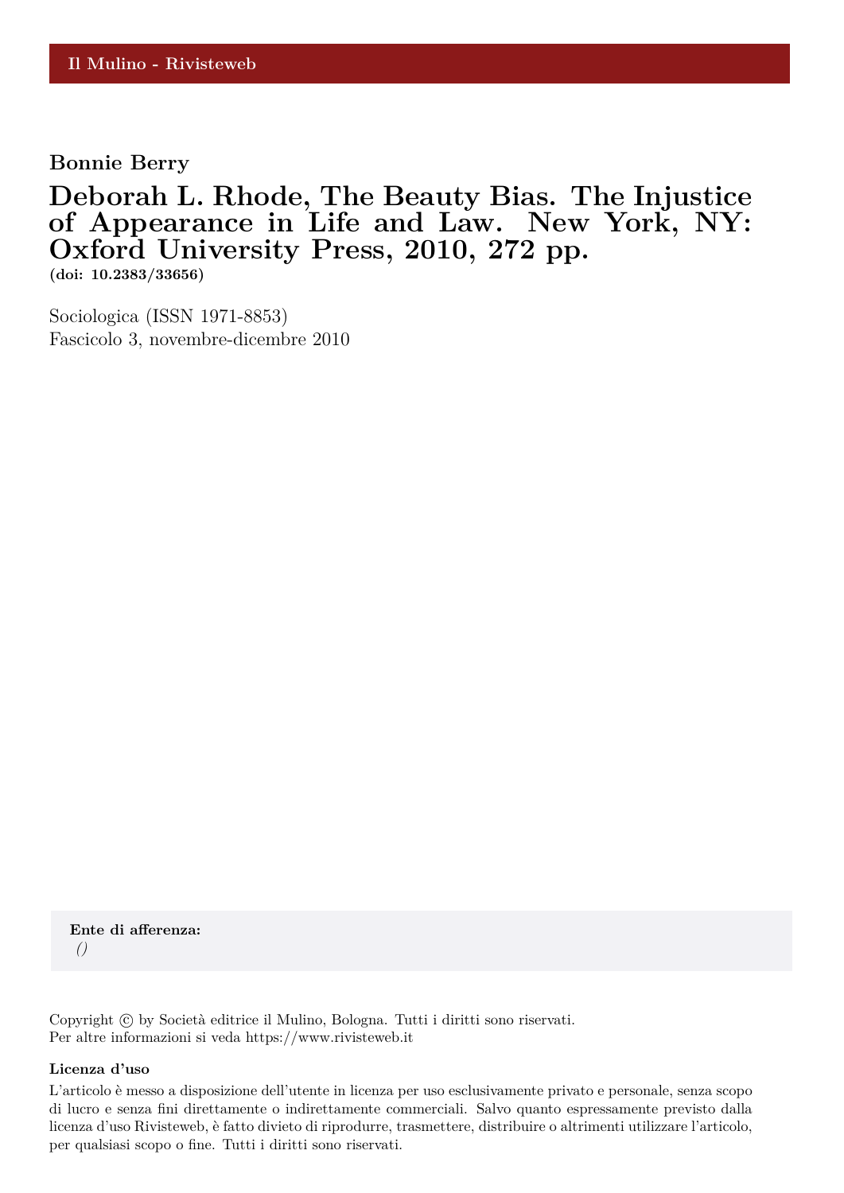Il Mulino - Rivisteweb

**Bonnie Berry**

# Deborah L. Rhode, The Beauty Bias. The Injustice of Appearance in Life and Law. New York, NY: Oxford University Press, 2010, 272 pp.

**(doi: 10.2383/33656)**

Sociologica (ISSN 1971-8853)
Fascicolo 3, novembre-dicembre 2010

**Ente di afferenza:**
*()*

Copyright © by Società editrice il Mulino, Bologna. Tutti i diritti sono riservati.
Per altre informazioni si veda https://www.rivisteweb.it

**Licenza d'uso**

L'articolo è messo a disposizione dell'utente in licenza per uso esclusivamente privato e personale, senza scopo di lucro e senza fini direttamente o indirettamente commerciali. Salvo quanto espressamente previsto dalla licenza d'uso Rivisteweb, è fatto divieto di riprodurre, trasmettere, distribuire o altrimenti utilizzare l'articolo, per qualsiasi scopo o fine. Tutti i diritti sono riservati.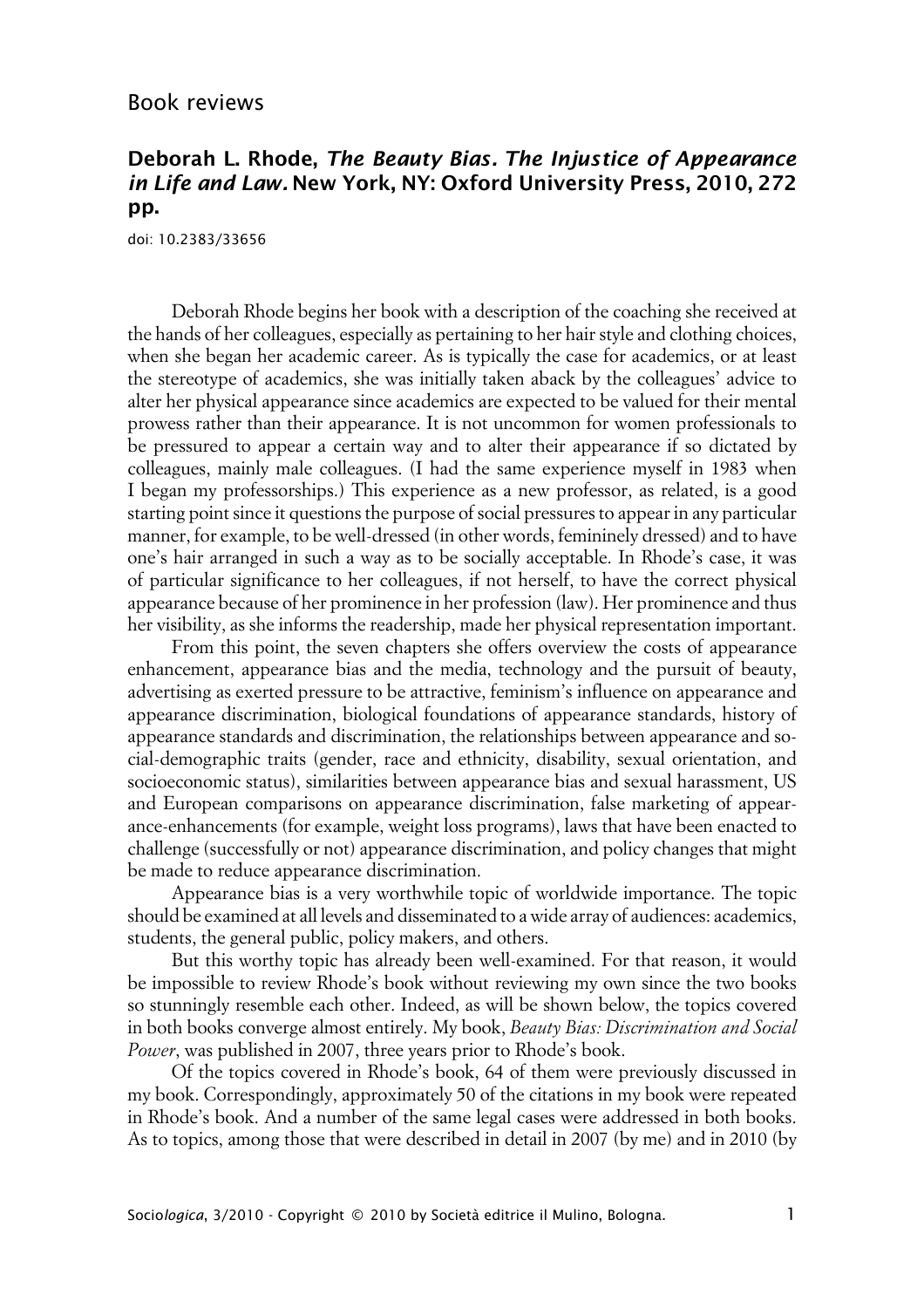Book reviews

## Deborah L. Rhode, *The Beauty Bias. The Injustice of Appearance in Life and Law*. New York, NY: Oxford University Press, 2010, 272 pp.

doi: 10.2383/33656

Deborah Rhode begins her book with a description of the coaching she received at the hands of her colleagues, especially as pertaining to her hair style and clothing choices, when she began her academic career. As is typically the case for academics, or at least the stereotype of academics, she was initially taken aback by the colleagues' advice to alter her physical appearance since academics are expected to be valued for their mental prowess rather than their appearance. It is not uncommon for women professionals to be pressured to appear a certain way and to alter their appearance if so dictated by colleagues, mainly male colleagues. (I had the same experience myself in 1983 when I began my professorships.) This experience as a new professor, as related, is a good starting point since it questions the purpose of social pressures to appear in any particular manner, for example, to be well-dressed (in other words, femininely dressed) and to have one's hair arranged in such a way as to be socially acceptable. In Rhode's case, it was of particular significance to her colleagues, if not herself, to have the correct physical appearance because of her prominence in her profession (law). Her prominence and thus her visibility, as she informs the readership, made her physical representation important.

From this point, the seven chapters she offers overview the costs of appearance enhancement, appearance bias and the media, technology and the pursuit of beauty, advertising as exerted pressure to be attractive, feminism's influence on appearance and appearance discrimination, biological foundations of appearance standards, history of appearance standards and discrimination, the relationships between appearance and social-demographic traits (gender, race and ethnicity, disability, sexual orientation, and socioeconomic status), similarities between appearance bias and sexual harassment, US and European comparisons on appearance discrimination, false marketing of appearance-enhancements (for example, weight loss programs), laws that have been enacted to challenge (successfully or not) appearance discrimination, and policy changes that might be made to reduce appearance discrimination.

Appearance bias is a very worthwhile topic of worldwide importance. The topic should be examined at all levels and disseminated to a wide array of audiences: academics, students, the general public, policy makers, and others.

But this worthy topic has already been well-examined. For that reason, it would be impossible to review Rhode's book without reviewing my own since the two books so stunningly resemble each other. Indeed, as will be shown below, the topics covered in both books converge almost entirely. My book, *Beauty Bias: Discrimination and Social Power*, was published in 2007, three years prior to Rhode's book.

Of the topics covered in Rhode's book, 64 of them were previously discussed in my book. Correspondingly, approximately 50 of the citations in my book were repeated in Rhode's book. And a number of the same legal cases were addressed in both books. As to topics, among those that were described in detail in 2007 (by me) and in 2010 (by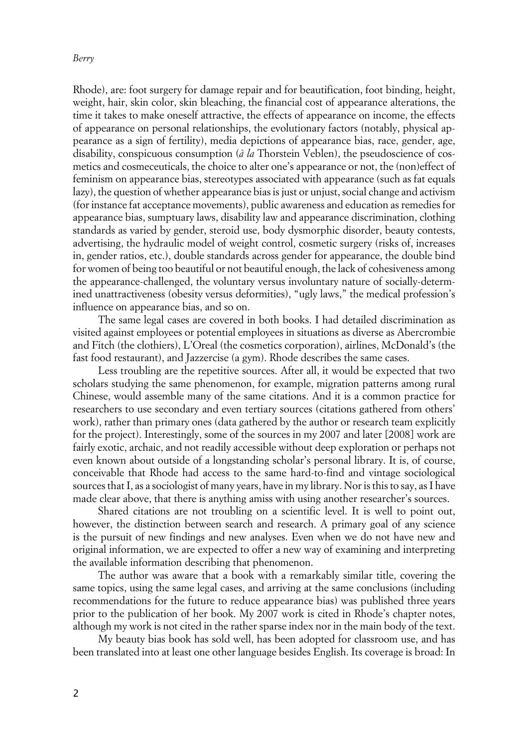Rhode), are: foot surgery for damage repair and for beautification, foot binding, height, weight, hair, skin color, skin bleaching, the financial cost of appearance alterations, the time it takes to make oneself attractive, the effects of appearance on income, the effects of appearance on personal relationships, the evolutionary factors (notably, physical appearance as a sign of fertility), media depictions of appearance bias, race, gender, age, disability, conspicuous consumption (*à la* Thorstein Veblen), the pseudoscience of cosmetics and cosmeceuticals, the choice to alter one's appearance or not, the (non)effect of feminism on appearance bias, stereotypes associated with appearance (such as fat equals lazy), the question of whether appearance bias is just or unjust, social change and activism (for instance fat acceptance movements), public awareness and education as remedies for appearance bias, sumptuary laws, disability law and appearance discrimination, clothing standards as varied by gender, steroid use, body dysmorphic disorder, beauty contests, advertising, the hydraulic model of weight control, cosmetic surgery (risks of, increases in, gender ratios, etc.), double standards across gender for appearance, the double bind for women of being too beautiful or not beautiful enough, the lack of cohesiveness among the appearance-challenged, the voluntary versus involuntary nature of socially-determined unattractiveness (obesity versus deformities), "ugly laws," the medical profession's influence on appearance bias, and so on.

The same legal cases are covered in both books. I had detailed discrimination as visited against employees or potential employees in situations as diverse as Abercrombie and Fitch (the clothiers), L'Oreal (the cosmetics corporation), airlines, McDonald's (the fast food restaurant), and Jazzercise (a gym). Rhode describes the same cases.

Less troubling are the repetitive sources. After all, it would be expected that two scholars studying the same phenomenon, for example, migration patterns among rural Chinese, would assemble many of the same citations. And it is a common practice for researchers to use secondary and even tertiary sources (citations gathered from others' work), rather than primary ones (data gathered by the author or research team explicitly for the project). Interestingly, some of the sources in my 2007 and later [2008] work are fairly exotic, archaic, and not readily accessible without deep exploration or perhaps not even known about outside of a longstanding scholar's personal library. It is, of course, conceivable that Rhode had access to the same hard-to-find and vintage sociological sources that I, as a sociologist of many years, have in my library. Nor is this to say, as I have made clear above, that there is anything amiss with using another researcher's sources.

Shared citations are not troubling on a scientific level. It is well to point out, however, the distinction between search and research. A primary goal of any science is the pursuit of new findings and new analyses. Even when we do not have new and original information, we are expected to offer a new way of examining and interpreting the available information describing that phenomenon.

The author was aware that a book with a remarkably similar title, covering the same topics, using the same legal cases, and arriving at the same conclusions (including recommendations for the future to reduce appearance bias) was published three years prior to the publication of her book. My 2007 work is cited in Rhode's chapter notes, although my work is not cited in the rather sparse index nor in the main body of the text.

My beauty bias book has sold well, has been adopted for classroom use, and has been translated into at least one other language besides English. Its coverage is broad: In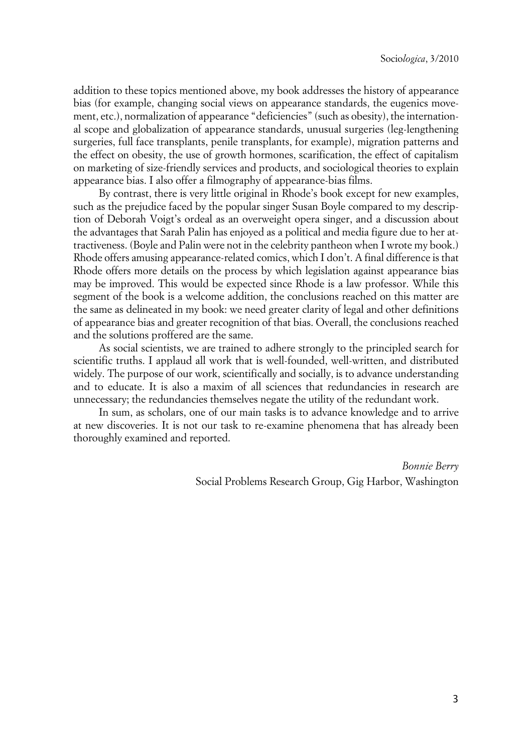addition to these topics mentioned above, my book addresses the history of appearance bias (for example, changing social views on appearance standards, the eugenics movement, etc.), normalization of appearance "deficiencies" (such as obesity), the international scope and globalization of appearance standards, unusual surgeries (leg-lengthening surgeries, full face transplants, penile transplants, for example), migration patterns and the effect on obesity, the use of growth hormones, scarification, the effect of capitalism on marketing of size-friendly services and products, and sociological theories to explain appearance bias. I also offer a filmography of appearance-bias films.

By contrast, there is very little original in Rhode's book except for new examples, such as the prejudice faced by the popular singer Susan Boyle compared to my description of Deborah Voigt's ordeal as an overweight opera singer, and a discussion about the advantages that Sarah Palin has enjoyed as a political and media figure due to her attractiveness. (Boyle and Palin were not in the celebrity pantheon when I wrote my book.) Rhode offers amusing appearance-related comics, which I don't. A final difference is that Rhode offers more details on the process by which legislation against appearance bias may be improved. This would be expected since Rhode is a law professor. While this segment of the book is a welcome addition, the conclusions reached on this matter are the same as delineated in my book: we need greater clarity of legal and other definitions of appearance bias and greater recognition of that bias. Overall, the conclusions reached and the solutions proffered are the same.

As social scientists, we are trained to adhere strongly to the principled search for scientific truths. I applaud all work that is well-founded, well-written, and distributed widely. The purpose of our work, scientifically and socially, is to advance understanding and to educate. It is also a maxim of all sciences that redundancies in research are unnecessary; the redundancies themselves negate the utility of the redundant work.

In sum, as scholars, one of our main tasks is to advance knowledge and to arrive at new discoveries. It is not our task to re-examine phenomena that has already been thoroughly examined and reported.

*Bonnie Berry*
Social Problems Research Group, Gig Harbor, Washington